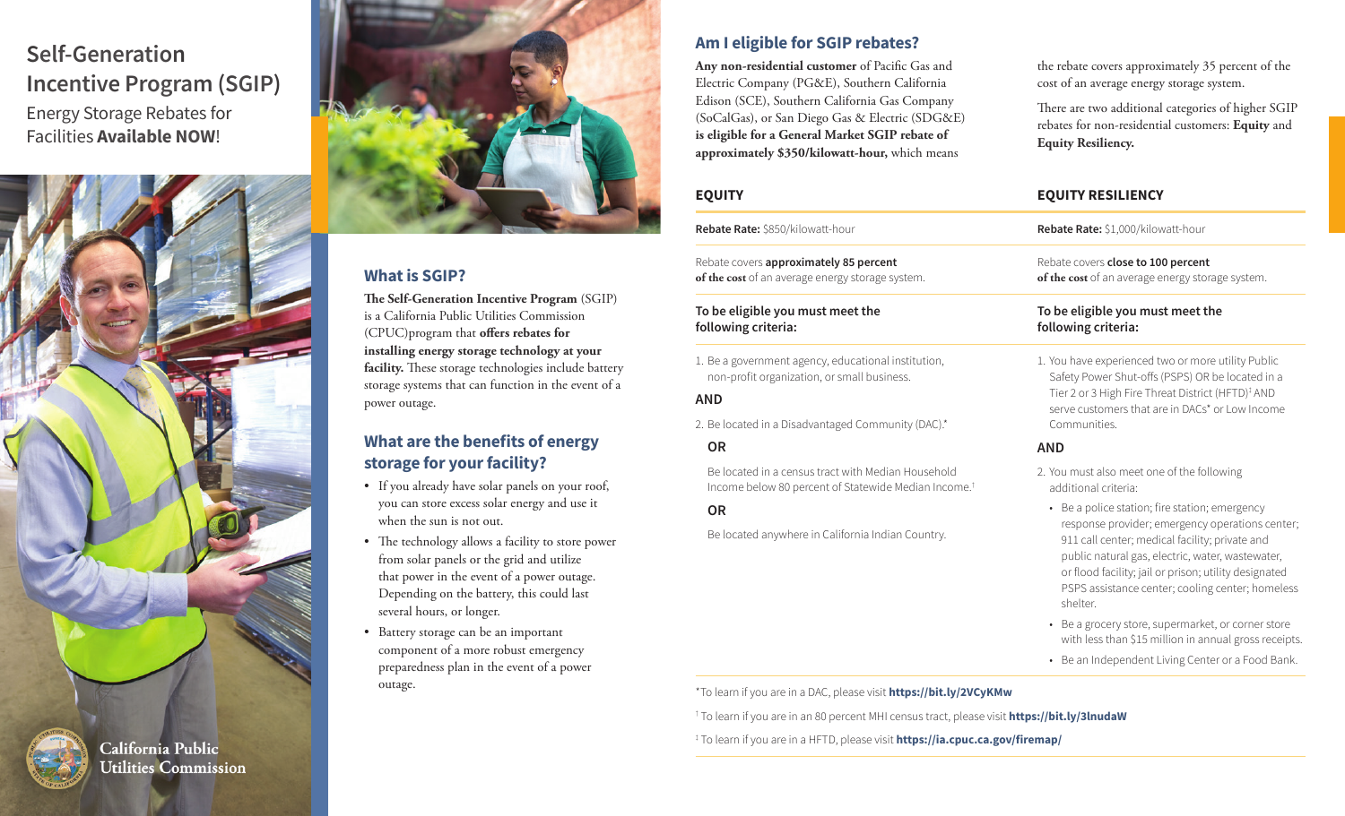# Self-Generation Incentive Program (SGIP)

Energy Storage Rebates for Facilities **Available NOW**!

California Public Utilities Commission

## What is SGIP?

**The Self-Generation Incentive Program** (SGIP) is a California Public Utilities Commission (CPUC)program that **offers rebates for installing energy storage technology at your facility.** These storage technologies include battery storage systems that can function in the event of a power outage.

## What are the benefits of energy storage for your facility?

- If you already have solar panels on your roof, you can store excess solar energy and use it when the sun is not out.
- The technology allows a facility to store power from solar panels or the grid and utilize that power in the event of a power outage. Depending on the battery, this could last several hours, or longer.
- Battery storage can be an important component of a more robust emergency preparedness plan in the event of a power outage.

## Am I eligible for SGIP rebates?

**Any non-residential customer** of Pacific Gas and Electric Company (PG&E), Southern California Edison (SCE), Southern California Gas Company (SoCalGas), or San Diego Gas & Electric (SDG&E) **is eligible for a General Market SGIP rebate of approximately $350/kilowatt-hour,** which means the rebate covers approximately 35 percent of the cost of an average energy storage system.

There are two additional categories of higher SGIP rebates for non-residential customers: **Equity** and **Equity Resiliency.**

### EQUITY

**Rebate Rate:** $850/kilowatt-hour

Rebate covers **approximately 85 percent of the cost** of an average energy storage system.

**To be eligible you must meet the following criteria:**

1. Be a government agency, educational institution, non-profit organization, or small business.

**AND**

2. Be located in a Disadvantaged Community (DAC).*

   **OR**

   Be located in a census tract with Median Household Income below 80 percent of Statewide Median Income.†

   **OR**

   Be located anywhere in California Indian Country.

### EQUITY RESILIENCY

**Rebate Rate:** $1,000/kilowatt-hour

Rebate covers **close to 100 percent of the cost** of an average energy storage system.

**To be eligible you must meet the following criteria:**

1. You have experienced two or more utility Public Safety Power Shut-offs (PSPS) OR be located in a Tier 2 or 3 High Fire Threat District (HFTD)‡ AND serve customers that are in DACs* or Low Income Communities.

**AND**

2. You must also meet one of the following additional criteria:
   - Be a police station; fire station; emergency response provider; emergency operations center; 911 call center; medical facility; private and public natural gas, electric, water, wastewater, or flood facility; jail or prison; utility designated PSPS assistance center; cooling center; homeless shelter.
   - Be a grocery store, supermarket, or corner store with less than $15 million in annual gross receipts.
   - Be an Independent Living Center or a Food Bank.

*To learn if you are in a DAC, please visit **https://bit.ly/2VCyKMw**

† To learn if you are in an 80 percent MHI census tract, please visit **https://bit.ly/3lnudaW**

‡ To learn if you are in a HFTD, please visit **https://ia.cpuc.ca.gov/firemap/**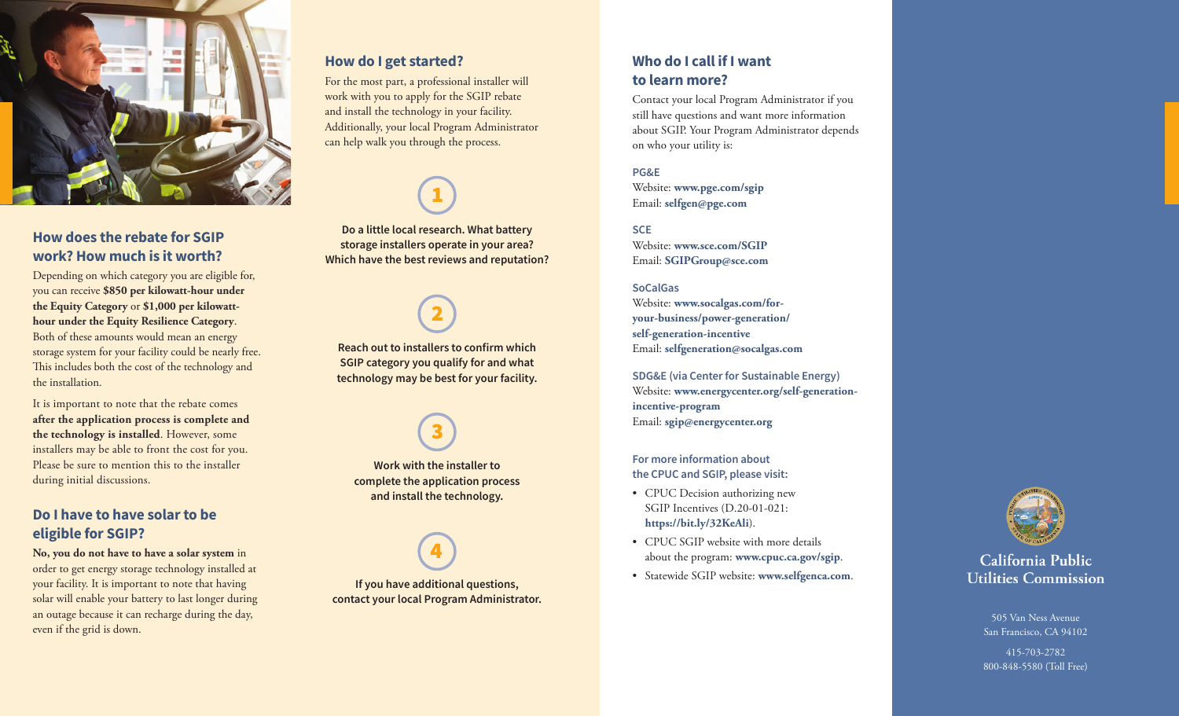## How does the rebate for SGIP work? How much is it worth?

Depending on which category you are eligible for, you can receive **$850 per kilowatt-hour under the Equity Category** or **$1,000 per kilowatt-hour under the Equity Resilience Category**. Both of these amounts would mean an energy storage system for your facility could be nearly free. This includes both the cost of the technology and the installation.

It is important to note that the rebate comes **after the application process is complete and the technology is installed**. However, some installers may be able to front the cost for you. Please be sure to mention this to the installer during initial discussions.

## Do I have to have solar to be eligible for SGIP?

**No, you do not have to have a solar system** in order to get energy storage technology installed at your facility. It is important to note that having solar will enable your battery to last longer during an outage because it can recharge during the day, even if the grid is down.

## How do I get started?

For the most part, a professional installer will work with you to apply for the SGIP rebate and install the technology in your facility. Additionally, your local Program Administrator can help walk you through the process.

1. **Do a little local research. What battery storage installers operate in your area? Which have the best reviews and reputation?**
2. **Reach out to installers to confirm which SGIP category you qualify for and what technology may be best for your facility.**
3. **Work with the installer to complete the application process and install the technology.**
4. **If you have additional questions, contact your local Program Administrator.**

## Who do I call if I want to learn more?

Contact your local Program Administrator if you still have questions and want more information about SGIP. Your Program Administrator depends on who your utility is:

**PG&E**
Website: **www.pge.com/sgip**
Email: **selfgen@pge.com**

**SCE**
Website: **www.sce.com/SGIP**
Email: **SGIPGroup@sce.com**

**SoCalGas**
Website: **www.socalgas.com/for-your-business/power-generation/self-generation-incentive**
Email: **selfgeneration@socalgas.com**

**SDG&E (via Center for Sustainable Energy)**
Website: **www.energycenter.org/self-generation-incentive-program**
Email: **sgip@energycenter.org**

**For more information about the CPUC and SGIP, please visit:**

- CPUC Decision authorizing new SGIP Incentives (D.20-01-021: **https://bit.ly/32KeAli**).
- CPUC SGIP website with more details about the program: **www.cpuc.ca.gov/sgip**.
- Statewide SGIP website: **www.selfgenca.com**.

**California Public Utilities Commission**

505 Van Ness Avenue
San Francisco, CA 94102

415-703-2782
800-848-5580 (Toll Free)